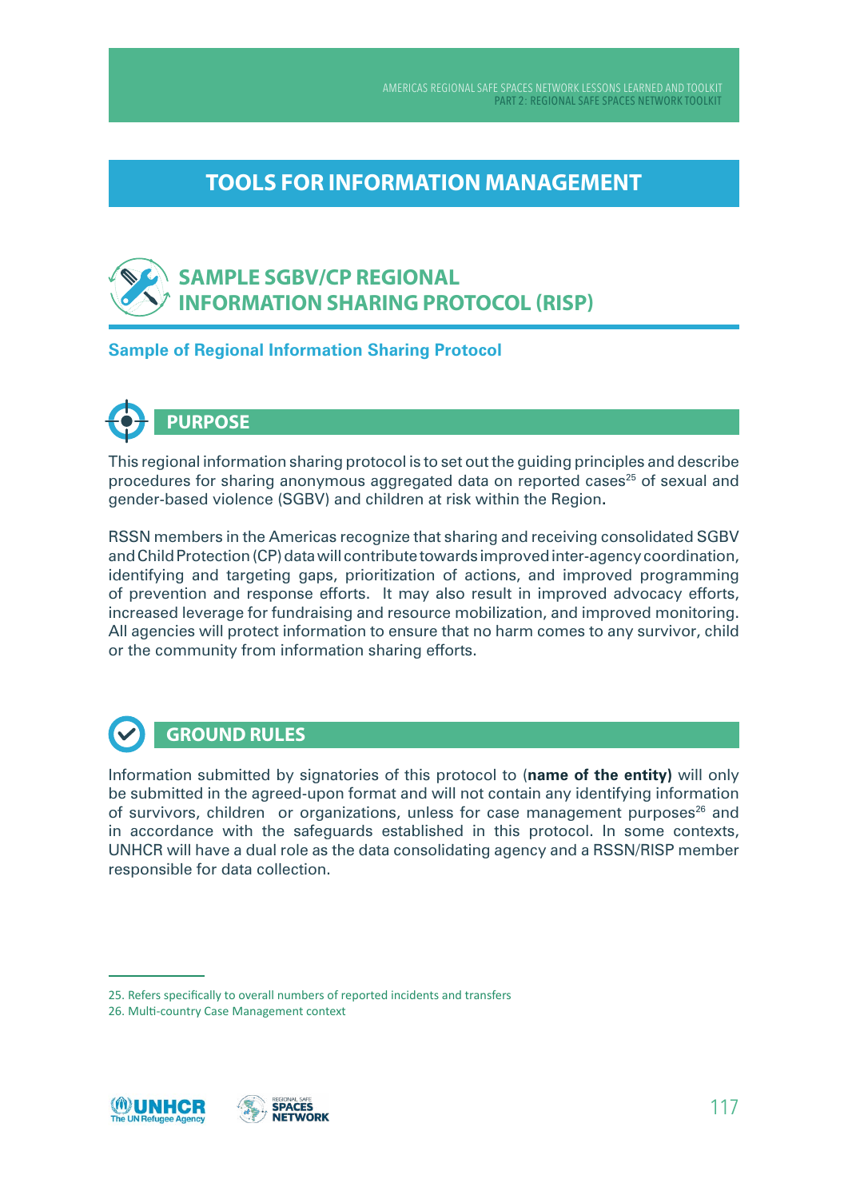# TOOLS FOR INFORMATION MANAGEMENT

## SAMPLE SGBV/CP REGIONAL INFORMATION SHARING PROTOCOL (RISP)

### Sample of Regional Information Sharing Protocol

### PURPOSE

This regional information sharing protocol is to set out the guiding principles and describe procedures for sharing anonymous aggregated data on reported cases[25] of sexual and gender-based violence (SGBV) and children at risk within the Region.

RSSN members in the Americas recognize that sharing and receiving consolidated SGBV and Child Protection (CP) data will contribute towards improved inter-agency coordination, identifying and targeting gaps, prioritization of actions, and improved programming of prevention and response efforts. It may also result in improved advocacy efforts, increased leverage for fundraising and resource mobilization, and improved monitoring. All agencies will protect information to ensure that no harm comes to any survivor, child or the community from information sharing efforts.

### GROUND RULES

Information submitted by signatories of this protocol to (**name of the entity)** will only be submitted in the agreed-upon format and will not contain any identifying information of survivors, children or organizations, unless for case management purposes[26] and in accordance with the safeguards established in this protocol. In some contexts, UNHCR will have a dual role as the data consolidating agency and a RSSN/RISP member responsible for data collection.

25. Refers specifically to overall numbers of reported incidents and transfers

26. Multi-country Case Management context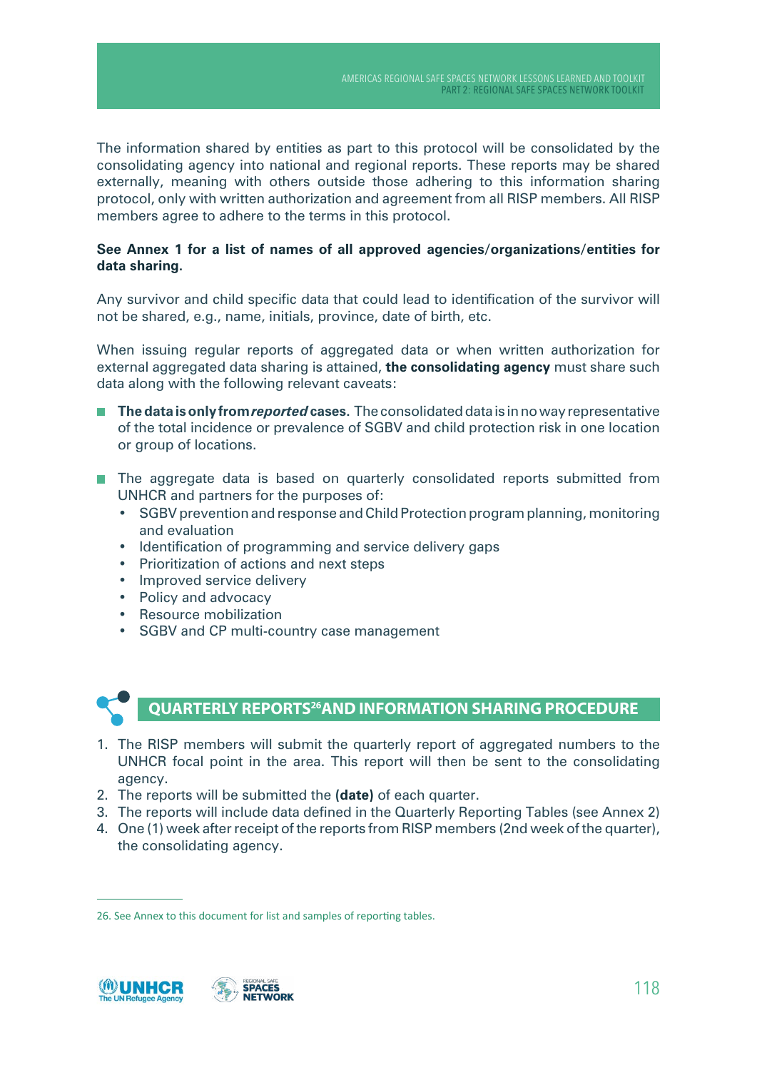The information shared by entities as part to this protocol will be consolidated by the consolidating agency into national and regional reports. These reports may be shared externally, meaning with others outside those adhering to this information sharing protocol, only with written authorization and agreement from all RISP members. All RISP members agree to adhere to the terms in this protocol.

**See Annex 1 for a list of names of all approved agencies/organizations/entities for data sharing.**

Any survivor and child specific data that could lead to identification of the survivor will not be shared, e.g., name, initials, province, date of birth, etc.

When issuing regular reports of aggregated data or when written authorization for external aggregated data sharing is attained, **the consolidating agency** must share such data along with the following relevant caveats:

- **The data is only from *reported* cases.** The consolidated data is in no way representative of the total incidence or prevalence of SGBV and child protection risk in one location or group of locations.
- The aggregate data is based on quarterly consolidated reports submitted from UNHCR and partners for the purposes of:
  - SGBV prevention and response and Child Protection program planning, monitoring and evaluation
  - Identification of programming and service delivery gaps
  - Prioritization of actions and next steps
  - Improved service delivery
  - Policy and advocacy
  - Resource mobilization
  - SGBV and CP multi-country case management

## QUARTERLY REPORTS[26] AND INFORMATION SHARING PROCEDURE

1. The RISP members will submit the quarterly report of aggregated numbers to the UNHCR focal point in the area. This report will then be sent to the consolidating agency.
2. The reports will be submitted the **(date)** of each quarter.
3. The reports will include data defined in the Quarterly Reporting Tables (see Annex 2)
4. One (1) week after receipt of the reports from RISP members (2nd week of the quarter), the consolidating agency.

26. See Annex to this document for list and samples of reporting tables.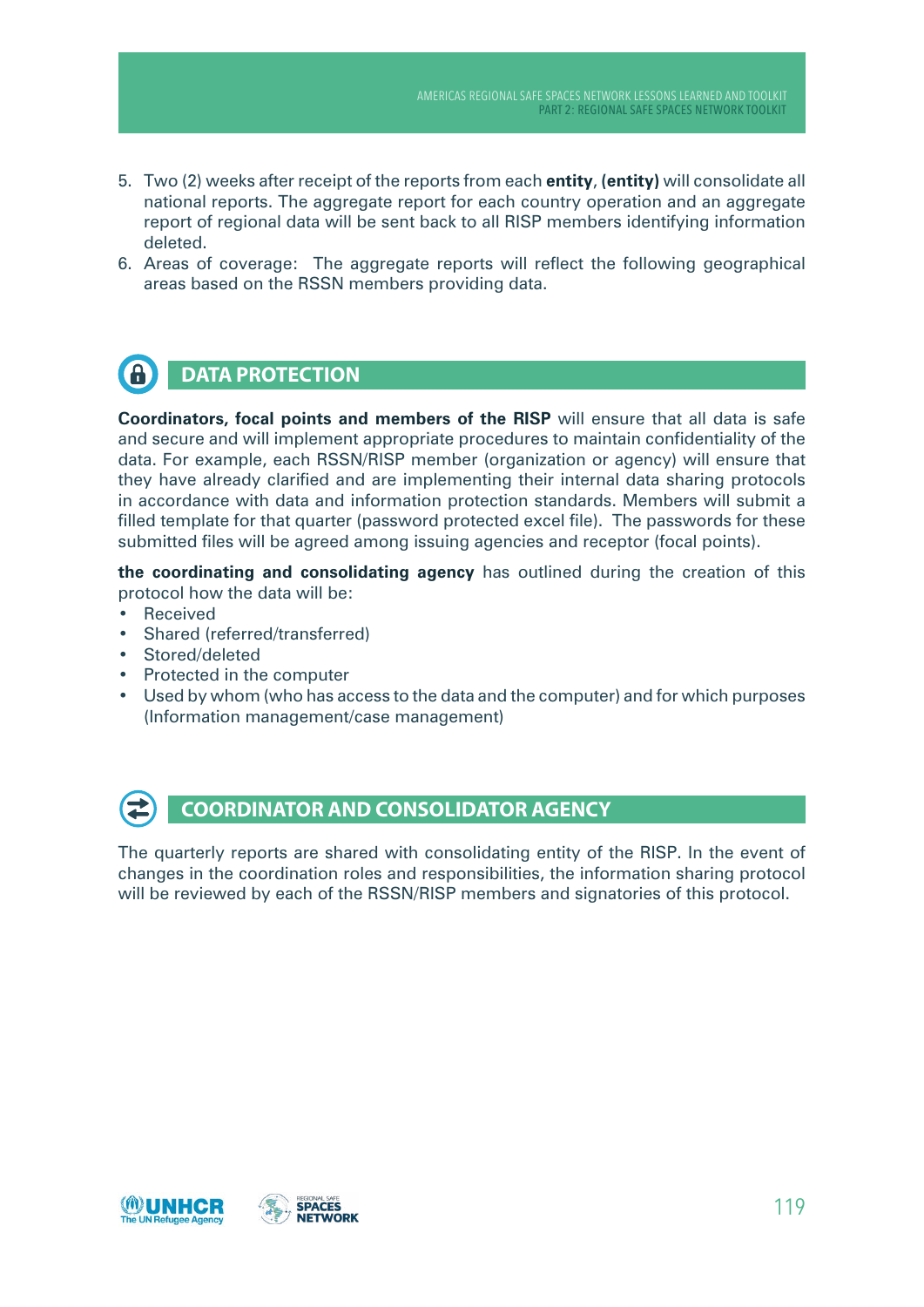5. Two (2) weeks after receipt of the reports from each **entity**, **(entity)** will consolidate all national reports. The aggregate report for each country operation and an aggregate report of regional data will be sent back to all RISP members identifying information deleted.
6. Areas of coverage: The aggregate reports will reflect the following geographical areas based on the RSSN members providing data.

## DATA PROTECTION

**Coordinators, focal points and members of the RISP** will ensure that all data is safe and secure and will implement appropriate procedures to maintain confidentiality of the data. For example, each RSSN/RISP member (organization or agency) will ensure that they have already clarified and are implementing their internal data sharing protocols in accordance with data and information protection standards. Members will submit a filled template for that quarter (password protected excel file). The passwords for these submitted files will be agreed among issuing agencies and receptor (focal points).

**the coordinating and consolidating agency** has outlined during the creation of this protocol how the data will be:

- Received
- Shared (referred/transferred)
- Stored/deleted
- Protected in the computer
- Used by whom (who has access to the data and the computer) and for which purposes (Information management/case management)

## COORDINATOR AND CONSOLIDATOR AGENCY

The quarterly reports are shared with consolidating entity of the RISP. In the event of changes in the coordination roles and responsibilities, the information sharing protocol will be reviewed by each of the RSSN/RISP members and signatories of this protocol.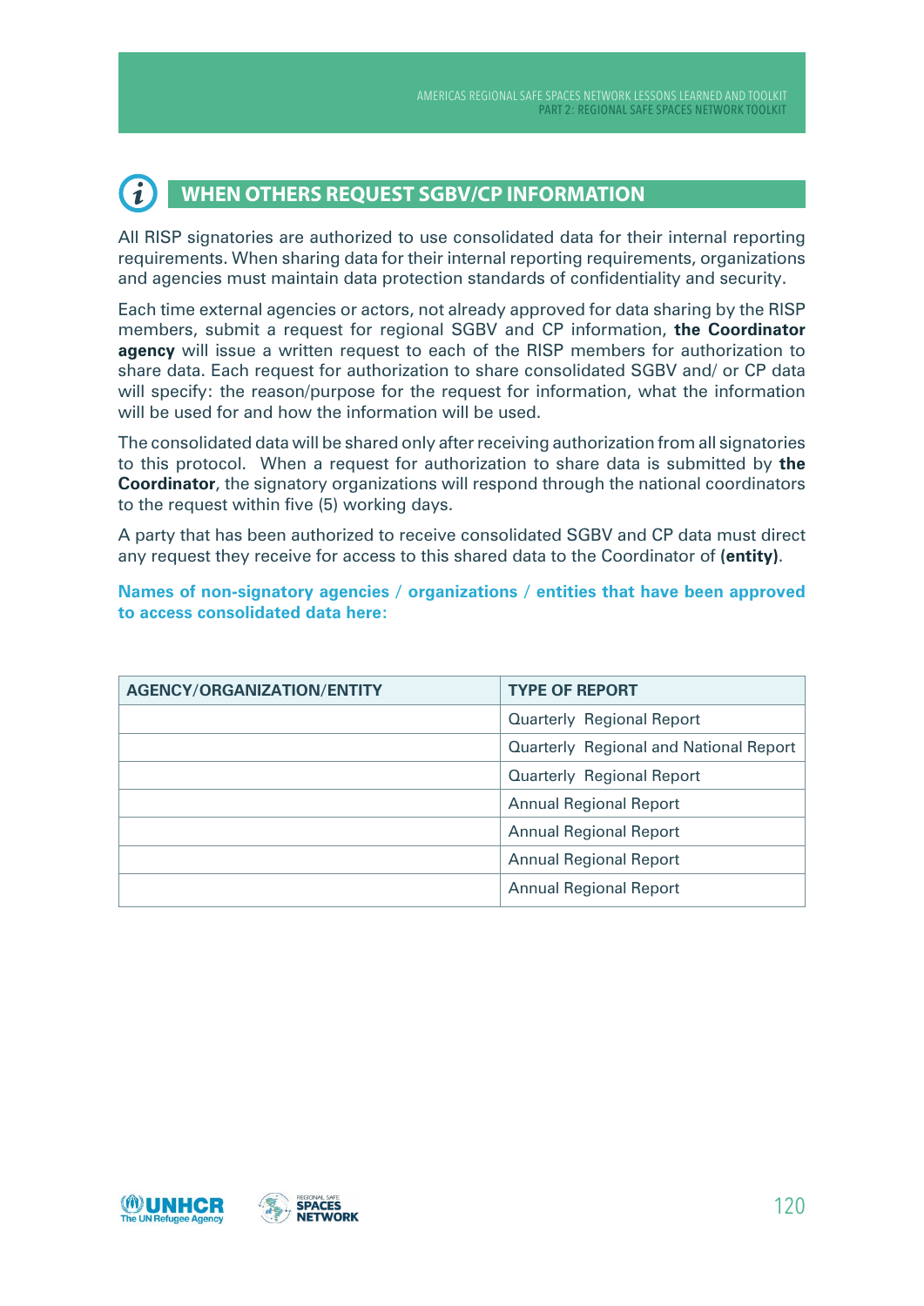## WHEN OTHERS REQUEST SGBV/CP INFORMATION

All RISP signatories are authorized to use consolidated data for their internal reporting requirements. When sharing data for their internal reporting requirements, organizations and agencies must maintain data protection standards of confidentiality and security.

Each time external agencies or actors, not already approved for data sharing by the RISP members, submit a request for regional SGBV and CP information, **the Coordinator agency** will issue a written request to each of the RISP members for authorization to share data. Each request for authorization to share consolidated SGBV and/ or CP data will specify: the reason/purpose for the request for information, what the information will be used for and how the information will be used.

The consolidated data will be shared only after receiving authorization from all signatories to this protocol. When a request for authorization to share data is submitted by **the Coordinator**, the signatory organizations will respond through the national coordinators to the request within five (5) working days.

A party that has been authorized to receive consolidated SGBV and CP data must direct any request they receive for access to this shared data to the Coordinator of **(entity)**.

**Names of non-signatory agencies / organizations / entities that have been approved to access consolidated data here:**

| AGENCY/ORGANIZATION/ENTITY | TYPE OF REPORT |
| --- | --- |
| | Quarterly Regional Report |
| | Quarterly Regional and National Report |
| | Quarterly Regional Report |
| | Annual Regional Report |
| | Annual Regional Report |
| | Annual Regional Report |
| | Annual Regional Report |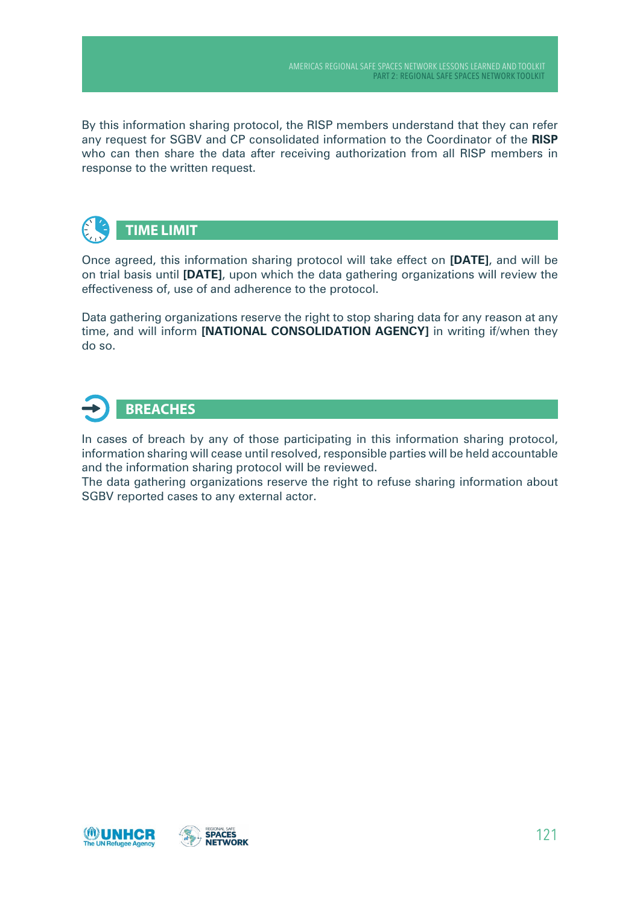By this information sharing protocol, the RISP members understand that they can refer any request for SGBV and CP consolidated information to the Coordinator of the **RISP** who can then share the data after receiving authorization from all RISP members in response to the written request.

## TIME LIMIT

Once agreed, this information sharing protocol will take effect on **[DATE]**, and will be on trial basis until **[DATE]**, upon which the data gathering organizations will review the effectiveness of, use of and adherence to the protocol.

Data gathering organizations reserve the right to stop sharing data for any reason at any time, and will inform **[NATIONAL CONSOLIDATION AGENCY]** in writing if/when they do so.

## BREACHES

In cases of breach by any of those participating in this information sharing protocol, information sharing will cease until resolved, responsible parties will be held accountable and the information sharing protocol will be reviewed.
The data gathering organizations reserve the right to refuse sharing information about SGBV reported cases to any external actor.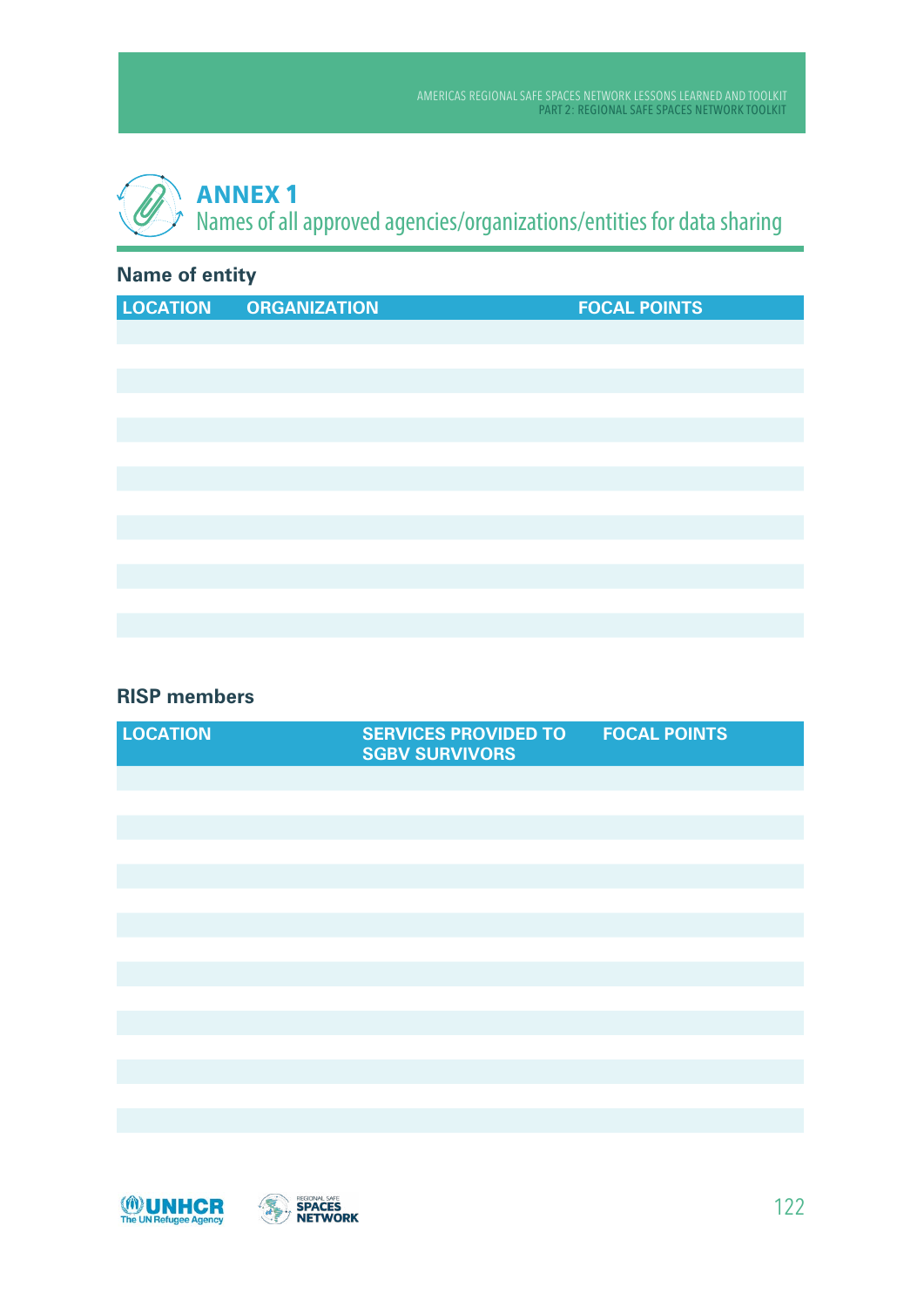# ANNEX 1

## Names of all approved agencies/organizations/entities for data sharing

### Name of entity

| LOCATION | ORGANIZATION | FOCAL POINTS |
|---|---|---|
| | | |
| | | |
| | | |
| | | |
| | | |
| | | |
| | | |
| | | |
| | | |
| | | |
| | | |
| | | |
| | | |

### RISP members

| LOCATION | SERVICES PROVIDED TO SGBV SURVIVORS | FOCAL POINTS |
|---|---|---|
| | | |
| | | |
| | | |
| | | |
| | | |
| | | |
| | | |
| | | |
| | | |
| | | |
| | | |
| | | |
| | | |
| | | |
| | | |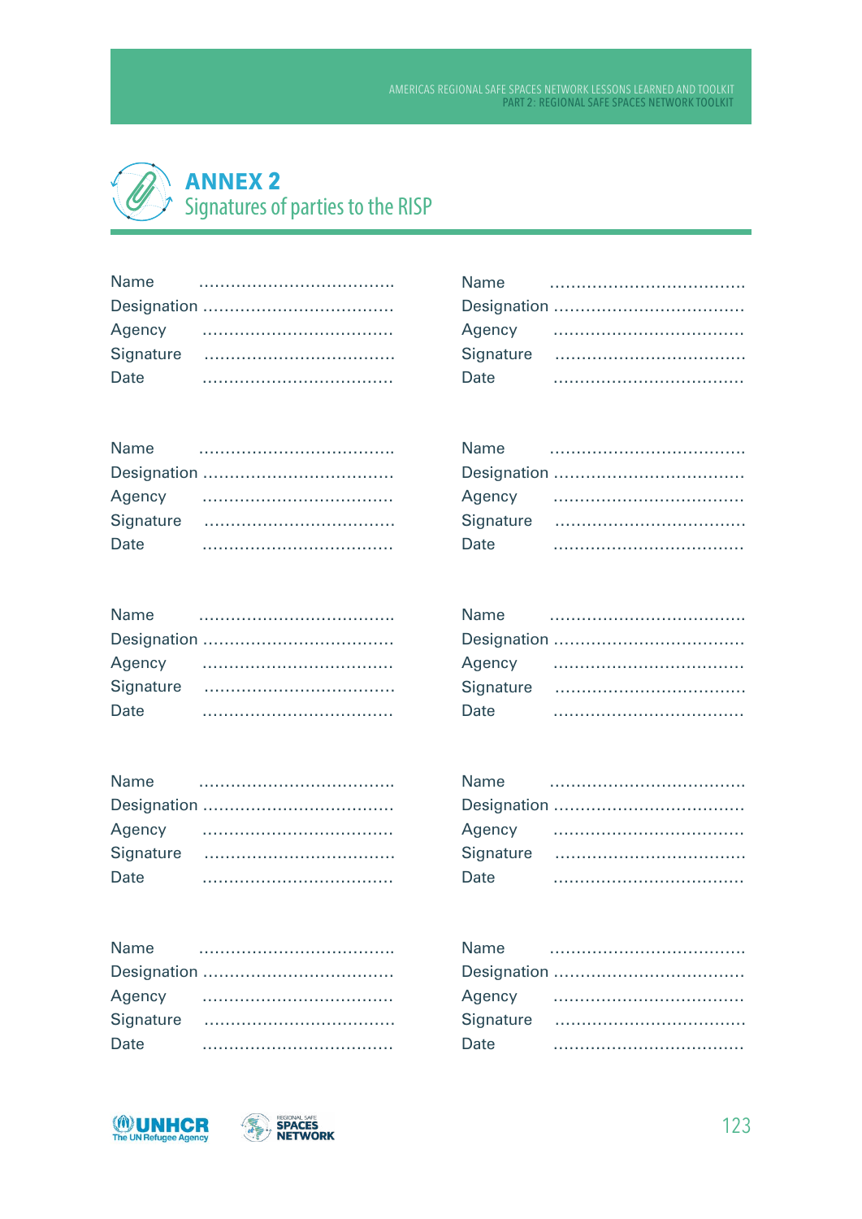# ANNEX 2
## Signatures of parties to the RISP

Name ....................................
Designation ....................................
Agency ....................................
Signature ....................................
Date ....................................

Name ....................................
Designation ....................................
Agency ....................................
Signature ....................................
Date ....................................

Name ....................................
Designation ....................................
Agency ....................................
Signature ....................................
Date ....................................

Name ....................................
Designation ....................................
Agency ....................................
Signature ....................................
Date ....................................

Name ....................................
Designation ....................................
Agency ....................................
Signature ....................................
Date ....................................

Name ....................................
Designation ....................................
Agency ....................................
Signature ....................................
Date ....................................

Name ....................................
Designation ....................................
Agency ....................................
Signature ....................................
Date ....................................

Name ....................................
Designation ....................................
Agency ....................................
Signature ....................................
Date ....................................

Name ....................................
Designation ....................................
Agency ....................................
Signature ....................................
Date ....................................

Name ....................................
Designation ....................................
Agency ....................................
Signature ....................................
Date ....................................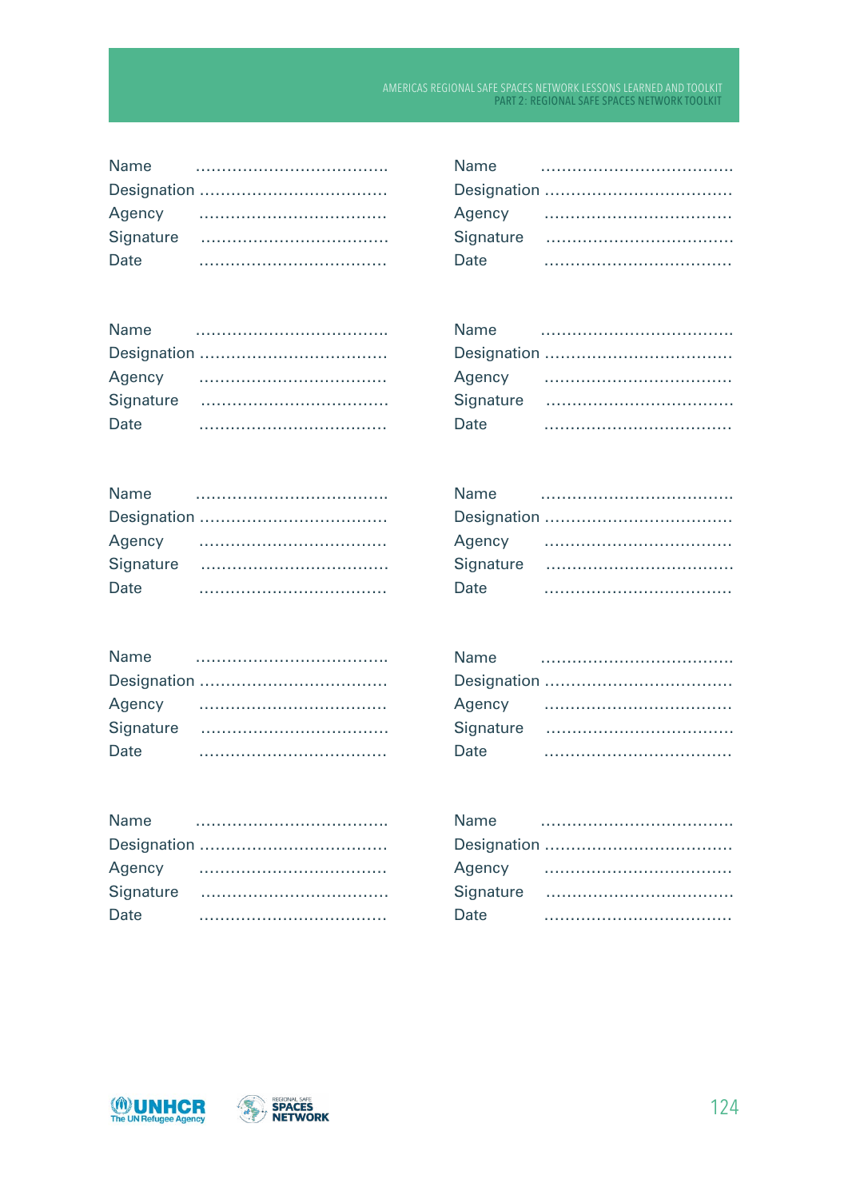Name .....................................
Designation .....................................
Agency .....................................
Signature .....................................
Date .....................................

Name .....................................
Designation .....................................
Agency .....................................
Signature .....................................
Date .....................................

Name .....................................
Designation .....................................
Agency .....................................
Signature .....................................
Date .....................................

Name .....................................
Designation .....................................
Agency .....................................
Signature .....................................
Date .....................................

Name .....................................
Designation .....................................
Agency .....................................
Signature .....................................
Date .....................................

Name .....................................
Designation .....................................
Agency .....................................
Signature .....................................
Date .....................................

Name .....................................
Designation .....................................
Agency .....................................
Signature .....................................
Date .....................................

Name .....................................
Designation .....................................
Agency .....................................
Signature .....................................
Date .....................................

Name .....................................
Designation .....................................
Agency .....................................
Signature .....................................
Date .....................................

Name .....................................
Designation .....................................
Agency .....................................
Signature .....................................
Date .....................................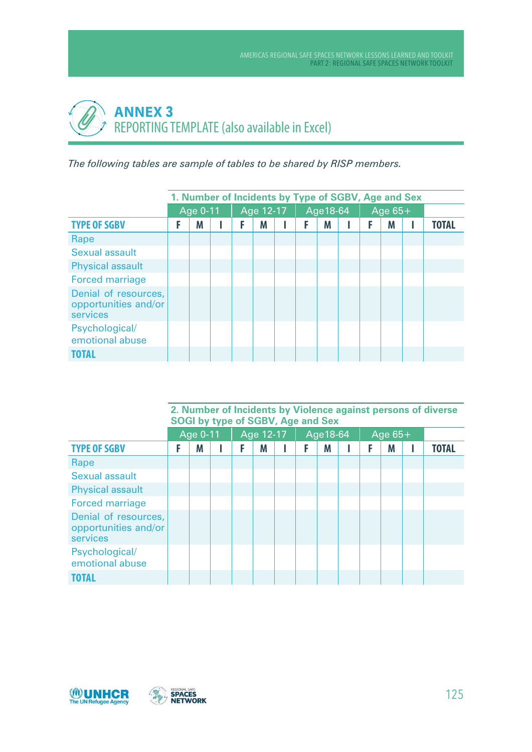# ANNEX 3
## REPORTING TEMPLATE (also available in Excel)

*The following tables are sample of tables to be shared by RISP members.*

| | 1. Number of Incidents by Type of SGBV, Age and Sex | | | | | | | | | | | | |
|---|---|---|---|---|---|---|---|---|---|---|---|---|---|
| | Age 0-11 | | | Age 12-17 | | | Age18-64 | | | Age 65+ | | | |
| **TYPE OF SGBV** | **F** | **M** | **I** | **F** | **M** | **I** | **F** | **M** | **I** | **F** | **M** | **I** | **TOTAL** |
| Rape | | | | | | | | | | | | | |
| Sexual assault | | | | | | | | | | | | | |
| Physical assault | | | | | | | | | | | | | |
| Forced marriage | | | | | | | | | | | | | |
| Denial of resources, opportunities and/or services | | | | | | | | | | | | | |
| Psychological/ emotional abuse | | | | | | | | | | | | | |
| **TOTAL** | | | | | | | | | | | | | |

| | 2. Number of Incidents by Violence against persons of diverse SOGI by type of SGBV, Age and Sex | | | | | | | | | | | | |
|---|---|---|---|---|---|---|---|---|---|---|---|---|---|
| | Age 0-11 | | | Age 12-17 | | | Age18-64 | | | Age 65+ | | | |
| **TYPE OF SGBV** | **F** | **M** | **I** | **F** | **M** | **I** | **F** | **M** | **I** | **F** | **M** | **I** | **TOTAL** |
| Rape | | | | | | | | | | | | | |
| Sexual assault | | | | | | | | | | | | | |
| Physical assault | | | | | | | | | | | | | |
| Forced marriage | | | | | | | | | | | | | |
| Denial of resources, opportunities and/or services | | | | | | | | | | | | | |
| Psychological/ emotional abuse | | | | | | | | | | | | | |
| **TOTAL** | | | | | | | | | | | | | |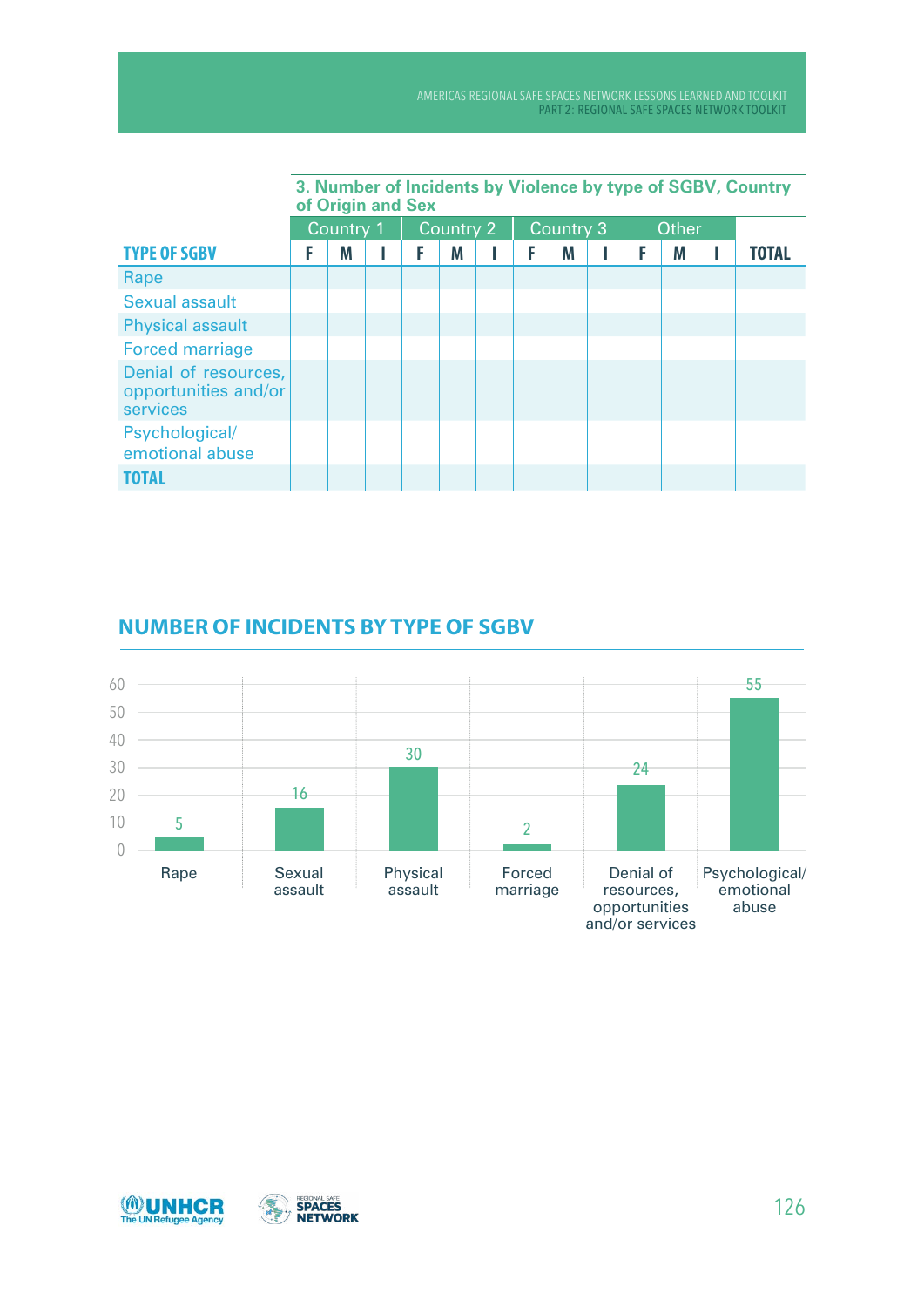**3. Number of Incidents by Violence by type of SGBV, Country of Origin and Sex**

| | Country 1 | | | Country 2 | | | Country 3 | | | Other | | | |
|---|---|---|---|---|---|---|---|---|---|---|---|---|---|
| **TYPE OF SGBV** | **F** | **M** | **I** | **F** | **M** | **I** | **F** | **M** | **I** | **F** | **M** | **I** | **TOTAL** |
| Rape | | | | | | | | | | | | | |
| Sexual assault | | | | | | | | | | | | | |
| Physical assault | | | | | | | | | | | | | |
| Forced marriage | | | | | | | | | | | | | |
| Denial of resources, opportunities and/or services | | | | | | | | | | | | | |
| Psychological/ emotional abuse | | | | | | | | | | | | | |
| **TOTAL** | | | | | | | | | | | | | |

## NUMBER OF INCIDENTS BY TYPE OF SGBV

| Type of SGBV | Number of incidents |
|---|---|
| Rape | 5 |
| Sexual assault | 16 |
| Physical assault | 30 |
| Forced marriage | 2 |
| Denial of resources, opportunities and/or services | 24 |
| Psychological/ emotional abuse | 55 |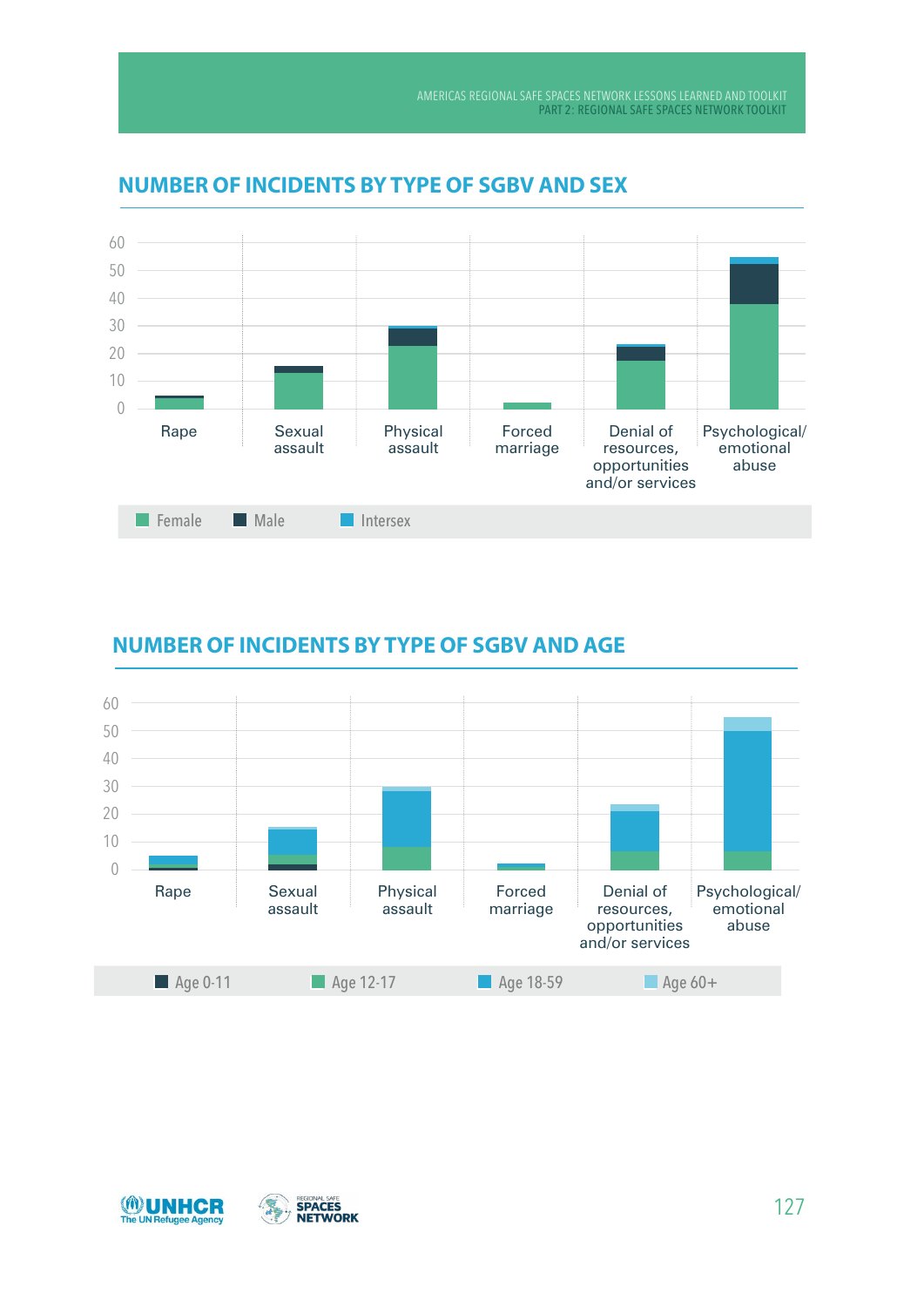## NUMBER OF INCIDENTS BY TYPE OF SGBV AND SEX

60
50
40
30
20
10
0

Rape | Sexual assault | Physical assault | Forced marriage | Denial of resources, opportunities and/or services | Psychological/ emotional abuse

Female | Male | Intersex

## NUMBER OF INCIDENTS BY TYPE OF SGBV AND AGE

60
50
40
30
20
10
0

Rape | Sexual assault | Physical assault | Forced marriage | Denial of resources, opportunities and/or services | Psychological/ emotional abuse

Age 0-11 | Age 12-17 | Age 18-59 | Age 60+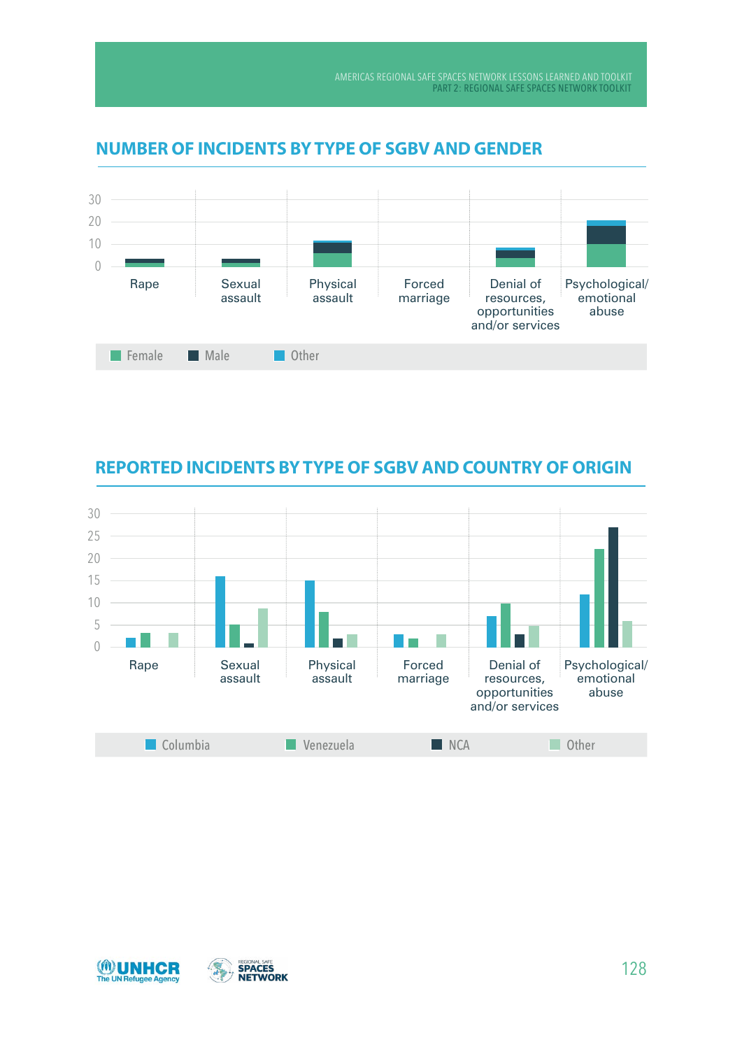## NUMBER OF INCIDENTS BY TYPE OF SGBV AND GENDER

30
20
10
0

Rape
Sexual assault
Physical assault
Forced marriage
Denial of resources, opportunities and/or services
Psychological/ emotional abuse

Female
Male
Other

## REPORTED INCIDENTS BY TYPE OF SGBV AND COUNTRY OF ORIGIN

30
25
20
15
10
5
0

Rape
Sexual assault
Physical assault
Forced marriage
Denial of resources, opportunities and/or services
Psychological/ emotional abuse

Columbia
Venezuela
NCA
Other